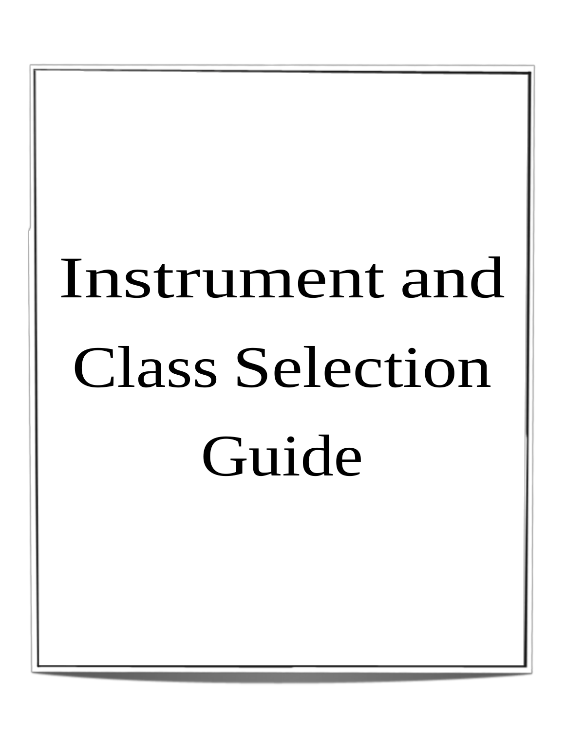# Instrument and Class Selection Guide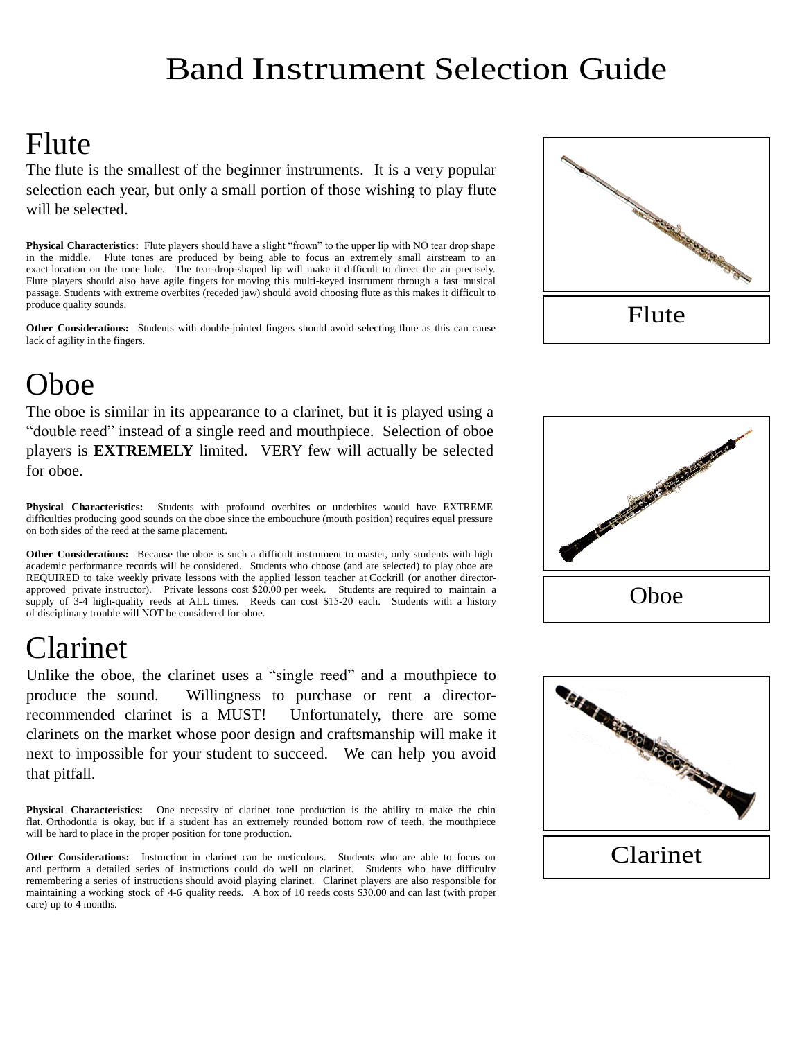# Band Instrument Selection Guide

## Flute

The flute is the smallest of the beginner instruments. It is a very popular selection each year, but only a small portion of those wishing to play flute will be selected.

**Physical Characteristics:** Flute players should have a slight "frown" to the upper lip with NO tear drop shape in the middle. Flute tones are produced by being able to focus an extremely small airstream to an exact location on the tone hole. The tear-drop-shaped lip will make it difficult to direct the air precisely. Flute players should also have agile fingers for moving this multi-keyed instrument through a fast musical passage. Students with extreme overbites (receded jaw) should avoid choosing flute as this makes it difficult to produce quality sounds.

**Other Considerations:** Students with double-jointed fingers should avoid selecting flute as this can cause lack of agility in the fingers.

Flute

## Oboe

The oboe is similar in its appearance to a clarinet, but it is played using a "double reed" instead of a single reed and mouthpiece. Selection of oboe players is **EXTREMELY** limited. VERY few will actually be selected for oboe.

**Physical Characteristics:** Students with profound overbites or underbites would have EXTREME difficulties producing good sounds on the oboe since the embouchure (mouth position) requires equal pressure on both sides of the reed at the same placement.

**Other Considerations:** Because the oboe is such a difficult instrument to master, only students with high academic performance records will be considered. Students who choose (and are selected) to play oboe are REQUIRED to take weekly private lessons with the applied lesson teacher at Cockrill (or another director-approved private instructor). Private lessons cost $20.00 per week. Students are required to maintain a supply of 3-4 high-quality reeds at ALL times. Reeds can cost $15-20 each. Students with a history of disciplinary trouble will NOT be considered for oboe.

Oboe

## Clarinet

Unlike the oboe, the clarinet uses a "single reed" and a mouthpiece to produce the sound. Willingness to purchase or rent a director-recommended clarinet is a MUST! Unfortunately, there are some clarinets on the market whose poor design and craftsmanship will make it next to impossible for your student to succeed. We can help you avoid that pitfall.

**Physical Characteristics:** One necessity of clarinet tone production is the ability to make the chin flat. Orthodontia is okay, but if a student has an extremely rounded bottom row of teeth, the mouthpiece will be hard to place in the proper position for tone production.

**Other Considerations:** Instruction in clarinet can be meticulous. Students who are able to focus on and perform a detailed series of instructions could do well on clarinet. Students who have difficulty remembering a series of instructions should avoid playing clarinet. Clarinet players are also responsible for maintaining a working stock of 4-6 quality reeds. A box of 10 reeds costs $30.00 and can last (with proper care) up to 4 months.

Clarinet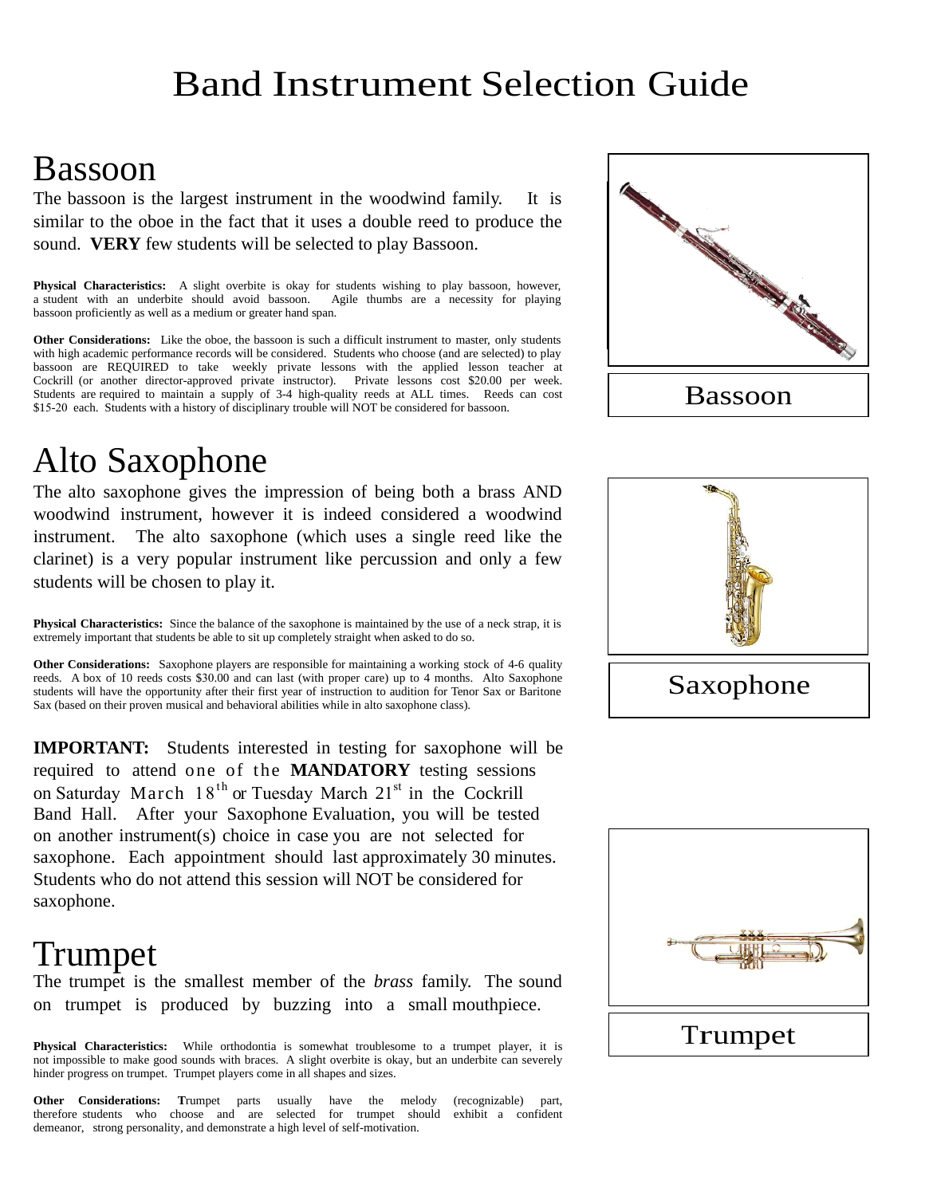# Band Instrument Selection Guide

## Bassoon

The bassoon is the largest instrument in the woodwind family. It is similar to the oboe in the fact that it uses a double reed to produce the sound. **VERY** few students will be selected to play Bassoon.

**Physical Characteristics:** A slight overbite is okay for students wishing to play bassoon, however, a student with an underbite should avoid bassoon. Agile thumbs are a necessity for playing bassoon proficiently as well as a medium or greater hand span.

**Other Considerations:** Like the oboe, the bassoon is such a difficult instrument to master, only students with high academic performance records will be considered. Students who choose (and are selected) to play bassoon are REQUIRED to take weekly private lessons with the applied lesson teacher at Cockrill (or another director-approved private instructor). Private lessons cost $20.00 per week. Students are required to maintain a supply of 3-4 high-quality reeds at ALL times. Reeds can cost $15-20 each. Students with a history of disciplinary trouble will NOT be considered for bassoon.

Bassoon

## Alto Saxophone

The alto saxophone gives the impression of being both a brass AND woodwind instrument, however it is indeed considered a woodwind instrument. The alto saxophone (which uses a single reed like the clarinet) is a very popular instrument like percussion and only a few students will be chosen to play it.

**Physical Characteristics:** Since the balance of the saxophone is maintained by the use of a neck strap, it is extremely important that students be able to sit up completely straight when asked to do so.

**Other Considerations:** Saxophone players are responsible for maintaining a working stock of 4-6 quality reeds. A box of 10 reeds costs $30.00 and can last (with proper care) up to 4 months. Alto Saxophone students will have the opportunity after their first year of instruction to audition for Tenor Sax or Baritone Sax (based on their proven musical and behavioral abilities while in alto saxophone class).

Saxophone

**IMPORTANT:** Students interested in testing for saxophone will be required to attend one of the **MANDATORY** testing sessions on Saturday March 18th or Tuesday March 21st in the Cockrill Band Hall. After your Saxophone Evaluation, you will be tested on another instrument(s) choice in case you are not selected for saxophone. Each appointment should last approximately 30 minutes. Students who do not attend this session will NOT be considered for saxophone.

## Trumpet

The trumpet is the smallest member of the *brass* family. The sound on trumpet is produced by buzzing into a small mouthpiece.

**Physical Characteristics:** While orthodontia is somewhat troublesome to a trumpet player, it is not impossible to make good sounds with braces. A slight overbite is okay, but an underbite can severely hinder progress on trumpet. Trumpet players come in all shapes and sizes.

**Other Considerations:** Trumpet parts usually have the melody (recognizable) part, therefore students who choose and are selected for trumpet should exhibit a confident demeanor, strong personality, and demonstrate a high level of self-motivation.

Trumpet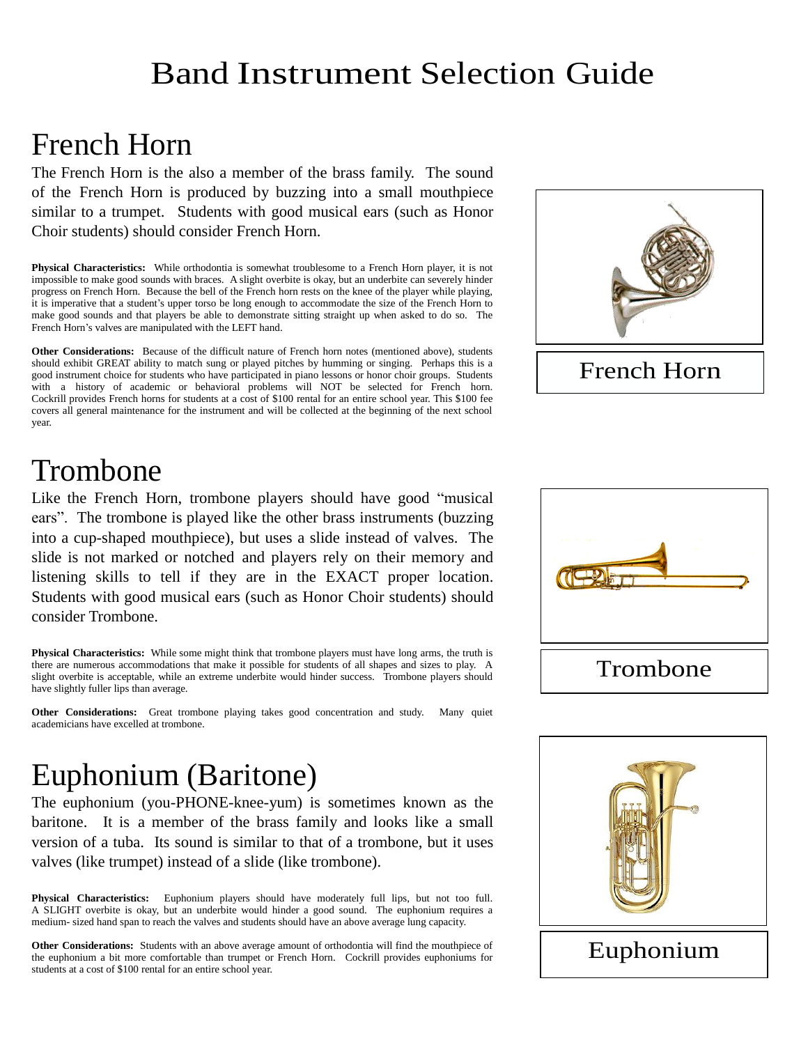# Band Instrument Selection Guide

## French Horn

The French Horn is the also a member of the brass family. The sound of the French Horn is produced by buzzing into a small mouthpiece similar to a trumpet. Students with good musical ears (such as Honor Choir students) should consider French Horn.

**Physical Characteristics:** While orthodontia is somewhat troublesome to a French Horn player, it is not impossible to make good sounds with braces. A slight overbite is okay, but an underbite can severely hinder progress on French Horn. Because the bell of the French horn rests on the knee of the player while playing, it is imperative that a student's upper torso be long enough to accommodate the size of the French Horn to make good sounds and that players be able to demonstrate sitting straight up when asked to do so. The French Horn's valves are manipulated with the LEFT hand.

**Other Considerations:** Because of the difficult nature of French horn notes (mentioned above), students should exhibit GREAT ability to match sung or played pitches by humming or singing. Perhaps this is a good instrument choice for students who have participated in piano lessons or honor choir groups. Students with a history of academic or behavioral problems will NOT be selected for French horn. Cockrill provides French horns for students at a cost of $100 rental for an entire school year. This $100 fee covers all general maintenance for the instrument and will be collected at the beginning of the next school year.

French Horn

## Trombone

Like the French Horn, trombone players should have good "musical ears". The trombone is played like the other brass instruments (buzzing into a cup-shaped mouthpiece), but uses a slide instead of valves. The slide is not marked or notched and players rely on their memory and listening skills to tell if they are in the EXACT proper location. Students with good musical ears (such as Honor Choir students) should consider Trombone.

**Physical Characteristics:** While some might think that trombone players must have long arms, the truth is there are numerous accommodations that make it possible for students of all shapes and sizes to play. A slight overbite is acceptable, while an extreme underbite would hinder success. Trombone players should have slightly fuller lips than average.

**Other Considerations:** Great trombone playing takes good concentration and study. Many quiet academicians have excelled at trombone.

Trombone

## Euphonium (Baritone)

The euphonium (you-PHONE-knee-yum) is sometimes known as the baritone. It is a member of the brass family and looks like a small version of a tuba. Its sound is similar to that of a trombone, but it uses valves (like trumpet) instead of a slide (like trombone).

**Physical Characteristics:** Euphonium players should have moderately full lips, but not too full. A SLIGHT overbite is okay, but an underbite would hinder a good sound. The euphonium requires a medium- sized hand span to reach the valves and students should have an above average lung capacity.

**Other Considerations:** Students with an above average amount of orthodontia will find the mouthpiece of the euphonium a bit more comfortable than trumpet or French Horn. Cockrill provides euphoniums for students at a cost of $100 rental for an entire school year.

Euphonium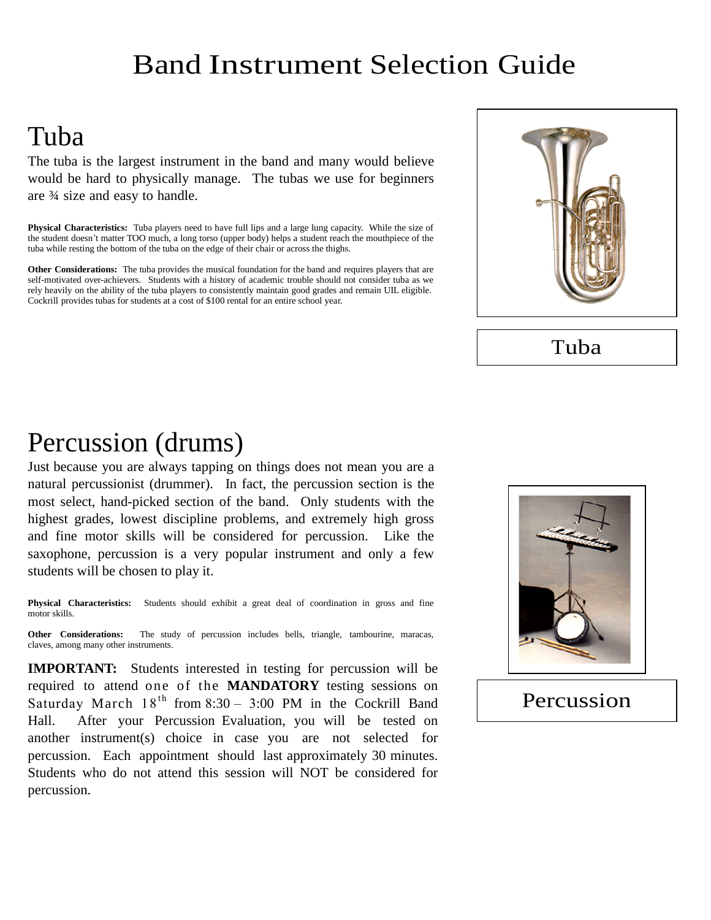# Band Instrument Selection Guide

## Tuba

The tuba is the largest instrument in the band and many would believe would be hard to physically manage. The tubas we use for beginners are ¾ size and easy to handle.

**Physical Characteristics:** Tuba players need to have full lips and a large lung capacity. While the size of the student doesn't matter TOO much, a long torso (upper body) helps a student reach the mouthpiece of the tuba while resting the bottom of the tuba on the edge of their chair or across the thighs.

**Other Considerations:** The tuba provides the musical foundation for the band and requires players that are self-motivated over-achievers. Students with a history of academic trouble should not consider tuba as we rely heavily on the ability of the tuba players to consistently maintain good grades and remain UIL eligible. Cockrill provides tubas for students at a cost of $100 rental for an entire school year.

Tuba

## Percussion (drums)

Just because you are always tapping on things does not mean you are a natural percussionist (drummer). In fact, the percussion section is the most select, hand-picked section of the band. Only students with the highest grades, lowest discipline problems, and extremely high gross and fine motor skills will be considered for percussion. Like the saxophone, percussion is a very popular instrument and only a few students will be chosen to play it.

**Physical Characteristics:** Students should exhibit a great deal of coordination in gross and fine motor skills.

**Other Considerations:** The study of percussion includes bells, triangle, tambourine, maracas, claves, among many other instruments.

**IMPORTANT:** Students interested in testing for percussion will be required to attend one of the **MANDATORY** testing sessions on Saturday March 18th from 8:30 – 3:00 PM in the Cockrill Band Hall. After your Percussion Evaluation, you will be tested on another instrument(s) choice in case you are not selected for percussion. Each appointment should last approximately 30 minutes. Students who do not attend this session will NOT be considered for percussion.

Percussion